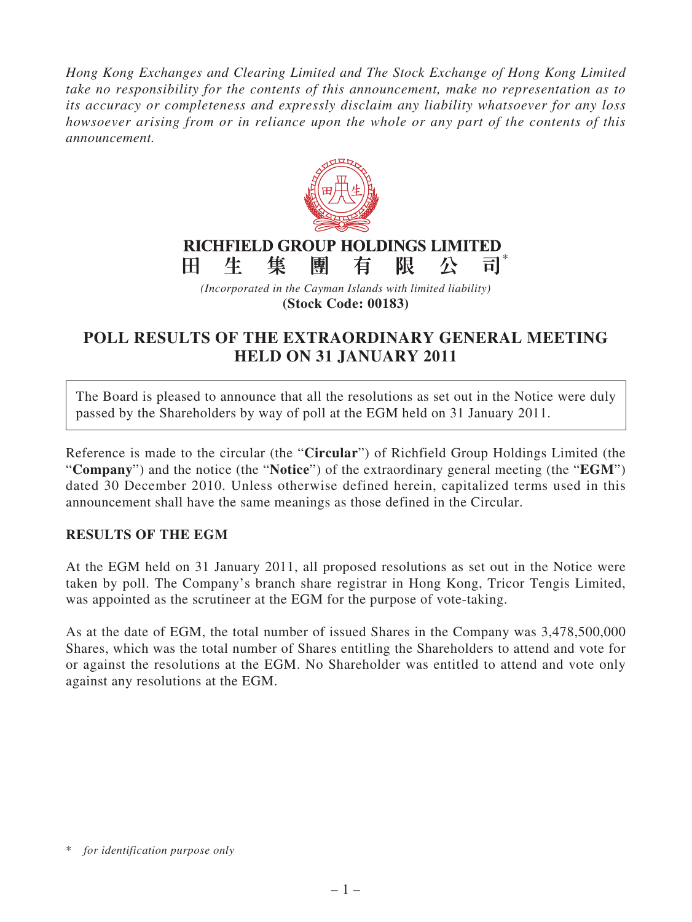*Hong Kong Exchanges and Clearing Limited and The Stock Exchange of Hong Kong Limited take no responsibility for the contents of this announcement, make no representation as to its accuracy or completeness and expressly disclaim any liability whatsoever for any loss howsoever arising from or in reliance upon the whole or any part of the contents of this announcement.*

**RICHFIELD GROUP HOLDINGS LIMITED**
**田生集團有限公司***

*(Incorporated in the Cayman Islands with limited liability)*
**(Stock Code: 00183)**

# POLL RESULTS OF THE EXTRAORDINARY GENERAL MEETING HELD ON 31 JANUARY 2011

The Board is pleased to announce that all the resolutions as set out in the Notice were duly passed by the Shareholders by way of poll at the EGM held on 31 January 2011.

Reference is made to the circular (the "**Circular**") of Richfield Group Holdings Limited (the "**Company**") and the notice (the "**Notice**") of the extraordinary general meeting (the "**EGM**") dated 30 December 2010. Unless otherwise defined herein, capitalized terms used in this announcement shall have the same meanings as those defined in the Circular.

## RESULTS OF THE EGM

At the EGM held on 31 January 2011, all proposed resolutions as set out in the Notice were taken by poll. The Company's branch share registrar in Hong Kong, Tricor Tengis Limited, was appointed as the scrutineer at the EGM for the purpose of vote-taking.

As at the date of EGM, the total number of issued Shares in the Company was 3,478,500,000 Shares, which was the total number of Shares entitling the Shareholders to attend and vote for or against the resolutions at the EGM. No Shareholder was entitled to attend and vote only against any resolutions at the EGM.

\* *for identification purpose only*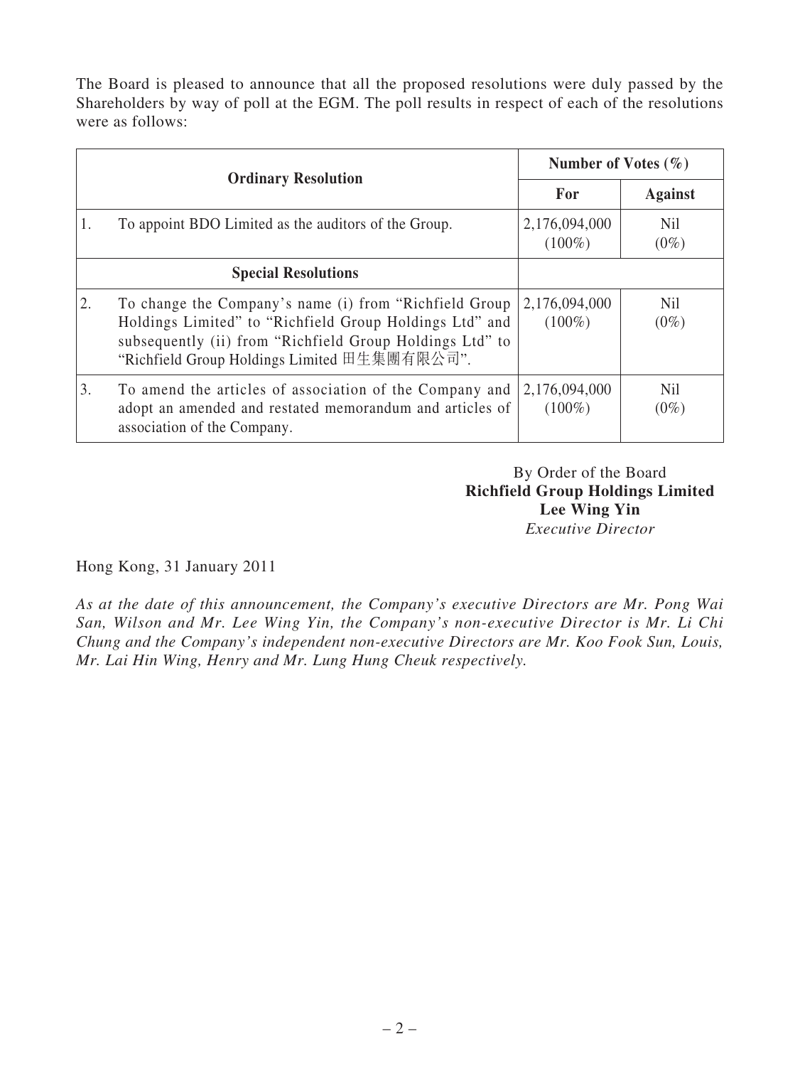The Board is pleased to announce that all the proposed resolutions were duly passed by the Shareholders by way of poll at the EGM. The poll results in respect of each of the resolutions were as follows:

| **Ordinary Resolution** | | **Number of Votes (%)** | |
|---|---|---|---|
| | | **For** | **Against** |
| 1. | To appoint BDO Limited as the auditors of the Group. | 2,176,094,000 (100%) | Nil (0%) |
| | **Special Resolutions** | | |
| 2. | To change the Company's name (i) from "Richfield Group Holdings Limited" to "Richfield Group Holdings Ltd" and subsequently (ii) from "Richfield Group Holdings Ltd" to "Richfield Group Holdings Limited 田生集團有限公司". | 2,176,094,000 (100%) | Nil (0%) |
| 3. | To amend the articles of association of the Company and adopt an amended and restated memorandum and articles of association of the Company. | 2,176,094,000 (100%) | Nil (0%) |

By Order of the Board
**Richfield Group Holdings Limited**
**Lee Wing Yin**
*Executive Director*

Hong Kong, 31 January 2011

*As at the date of this announcement, the Company's executive Directors are Mr. Pong Wai San, Wilson and Mr. Lee Wing Yin, the Company's non-executive Director is Mr. Li Chi Chung and the Company's independent non-executive Directors are Mr. Koo Fook Sun, Louis, Mr. Lai Hin Wing, Henry and Mr. Lung Hung Cheuk respectively.*